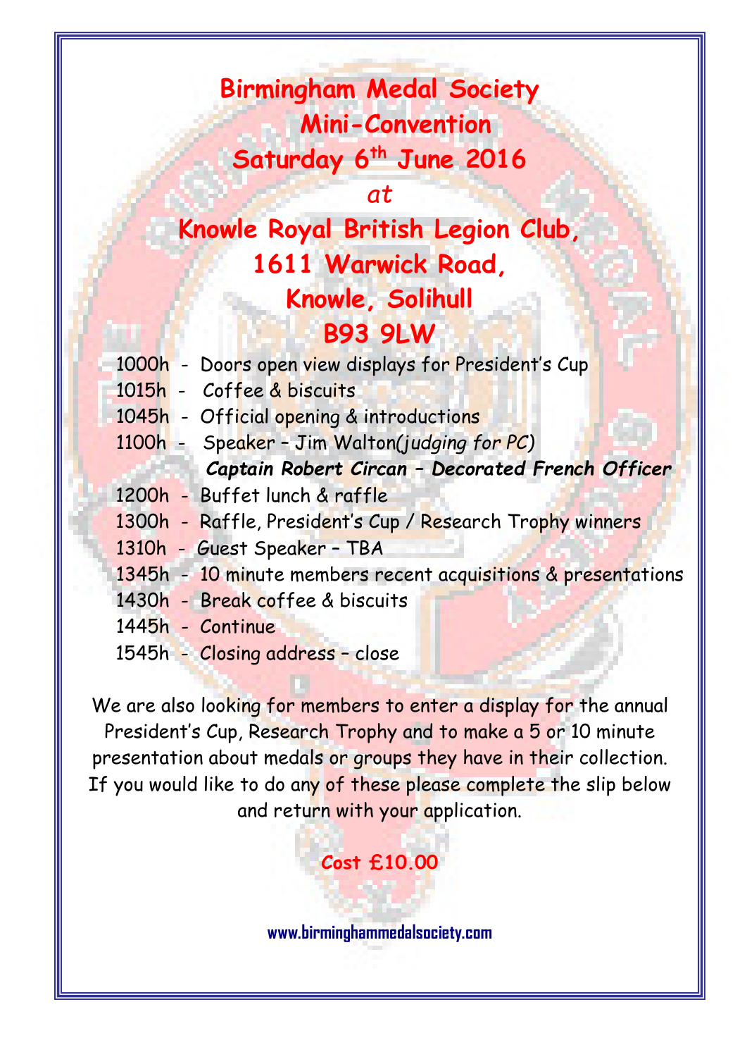# Birmingham Medal Society
# Mini-Convention
# Saturday 6th June 2016

*at*

## Knowle Royal British Legion Club,
## 1611 Warwick Road,
## Knowle, Solihull
## B93 9LW

1000h - Doors open view displays for President's Cup
1015h - Coffee & biscuits
1045h - Official opening & introductions
1100h - Speaker – Jim Walton(*judging for PC*)
***Captain Robert Circan – Decorated French Officer***
1200h - Buffet lunch & raffle
1300h - Raffle, President's Cup / Research Trophy winners
1310h - Guest Speaker – TBA
1345h - 10 minute members recent acquisitions & presentations
1430h - Break coffee & biscuits
1445h - Continue
1545h - Closing address – close

We are also looking for members to enter a display for the annual President's Cup, Research Trophy and to make a 5 or 10 minute presentation about medals or groups they have in their collection. If you would like to do any of these please complete the slip below and return with your application.

**Cost £10.00**

**www.birminghammedalsociety.com**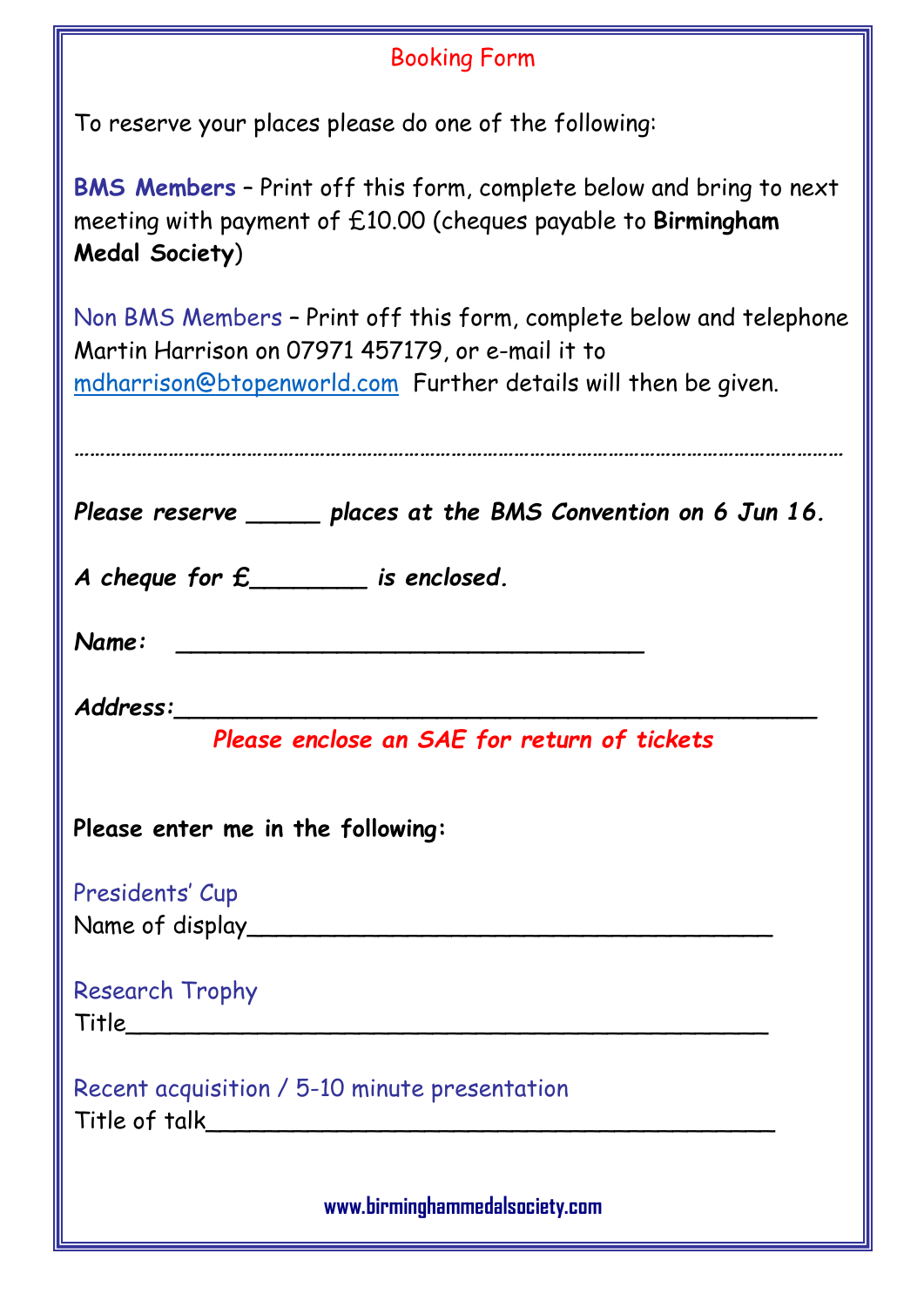# Booking Form

To reserve your places please do one of the following:

**BMS Members** – Print off this form, complete below and bring to next meeting with payment of £10.00 (cheques payable to **Birmingham Medal Society**)

Non BMS Members – Print off this form, complete below and telephone Martin Harrison on 07971 457179, or e-mail it to mdharrison@btopenworld.com Further details will then be given.

……………………………………………………………………………………………………………………

***Please reserve _____ places at the BMS Convention on 6 Jun 16.***

***A cheque for £________ is enclosed.***

***Name:*** ________________________________

***Address:***_____________________________________________

***Please enclose an SAE for return of tickets***

**Please enter me in the following:**

Presidents' Cup
Name of display____________________________________

Research Trophy
Title____________________________________________

Recent acquisition / 5-10 minute presentation
Title of talk_______________________________________

**www.birminghammedalsociety.com**